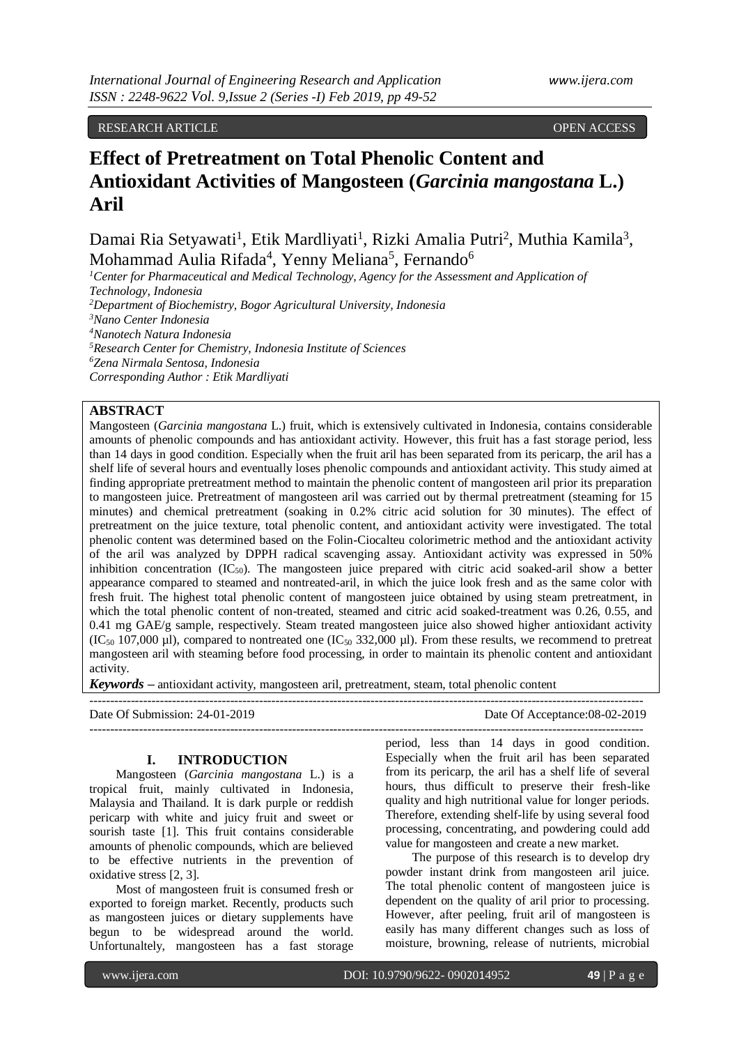RESEARCH ARTICLE OPEN ACCESS

# Effect of Pretreatment on Total Phenolic Content and Antioxidant Activities of Mangosteen (*Garcinia mangostana* L.) Aril

Damai Ria Setyawati[1], Etik Mardliyati[1], Rizki Amalia Putri[2], Muthia Kamila[3], Mohammad Aulia Rifada[4], Yenny Meliana[5], Fernando[6]

[1]*Center for Pharmaceutical and Medical Technology, Agency for the Assessment and Application of Technology, Indonesia*
[2]*Department of Biochemistry, Bogor Agricultural University, Indonesia*
[3]*Nano Center Indonesia*
[4]*Nanotech Natura Indonesia*
[5]*Research Center for Chemistry, Indonesia Institute of Sciences*
[6]*Zena Nirmala Sentosa, Indonesia*
*Corresponding Author : Etik Mardliyati*

## ABSTRACT

Mangosteen (*Garcinia mangostana* L.) fruit, which is extensively cultivated in Indonesia, contains considerable amounts of phenolic compounds and has antioxidant activity. However, this fruit has a fast storage period, less than 14 days in good condition. Especially when the fruit aril has been separated from its pericarp, the aril has a shelf life of several hours and eventually loses phenolic compounds and antioxidant activity. This study aimed at finding appropriate pretreatment method to maintain the phenolic content of mangosteen aril prior its preparation to mangosteen juice. Pretreatment of mangosteen aril was carried out by thermal pretreatment (steaming for 15 minutes) and chemical pretreatment (soaking in 0.2% citric acid solution for 30 minutes). The effect of pretreatment on the juice texture, total phenolic content, and antioxidant activity were investigated. The total phenolic content was determined based on the Folin-Ciocalteu colorimetric method and the antioxidant activity of the aril was analyzed by DPPH radical scavenging assay. Antioxidant activity was expressed in 50% inhibition concentration ($IC_{50}$). The mangosteen juice prepared with citric acid soaked-aril show a better appearance compared to steamed and nontreated-aril, in which the juice look fresh and as the same color with fresh fruit. The highest total phenolic content of mangosteen juice obtained by using steam pretreatment, in which the total phenolic content of non-treated, steamed and citric acid soaked-treatment was 0.26, 0.55, and 0.41 mg GAE/g sample, respectively. Steam treated mangosteen juice also showed higher antioxidant activity ($IC_{50}$ 107,000 µl), compared to nontreated one ($IC_{50}$ 332,000 µl). From these results, we recommend to pretreat mangosteen aril with steaming before food processing, in order to maintain its phenolic content and antioxidant activity.

***Keywords*** **–** antioxidant activity, mangosteen aril, pretreatment, steam, total phenolic content

---

Date Of Submission: 24-01-2019 Date Of Acceptance:08-02-2019

---

## I. INTRODUCTION

Mangosteen (*Garcinia mangostana* L.) is a tropical fruit, mainly cultivated in Indonesia, Malaysia and Thailand. It is dark purple or reddish pericarp with white and juicy fruit and sweet or sourish taste [1]. This fruit contains considerable amounts of phenolic compounds, which are believed to be effective nutrients in the prevention of oxidative stress [2, 3].

Most of mangosteen fruit is consumed fresh or exported to foreign market. Recently, products such as mangosteen juices or dietary supplements have begun to be widespread around the world. Unfortunaltely, mangosteen has a fast storage period, less than 14 days in good condition. Especially when the fruit aril has been separated from its pericarp, the aril has a shelf life of several hours, thus difficult to preserve their fresh-like quality and high nutritional value for longer periods. Therefore, extending shelf-life by using several food processing, concentrating, and powdering could add value for mangosteen and create a new market.

The purpose of this research is to develop dry powder instant drink from mangosteen aril juice. The total phenolic content of mangosteen juice is dependent on the quality of aril prior to processing. However, after peeling, fruit aril of mangosteen is easily has many different changes such as loss of moisture, browning, release of nutrients, microbial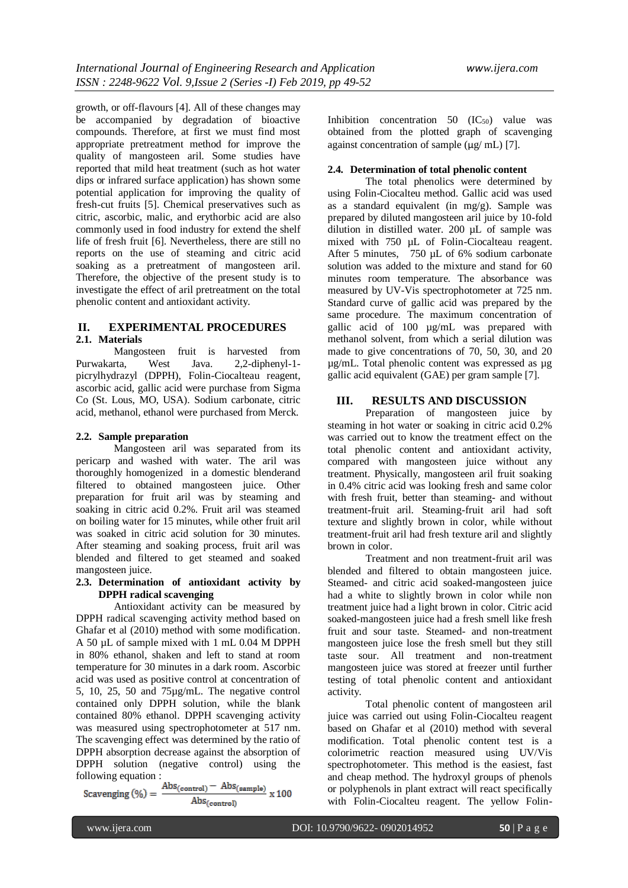growth, or off-flavours [4]. All of these changes may be accompanied by degradation of bioactive compounds. Therefore, at first we must find most appropriate pretreatment method for improve the quality of mangosteen aril. Some studies have reported that mild heat treatment (such as hot water dips or infrared surface application) has shown some potential application for improving the quality of fresh-cut fruits [5]. Chemical preservatives such as citric, ascorbic, malic, and erythorbic acid are also commonly used in food industry for extend the shelf life of fresh fruit [6]. Nevertheless, there are still no reports on the use of steaming and citric acid soaking as a pretreatment of mangosteen aril. Therefore, the objective of the present study is to investigate the effect of aril pretreatment on the total phenolic content and antioxidant activity.

## II. EXPERIMENTAL PROCEDURES

### 2.1. Materials

Mangosteen fruit is harvested from Purwakarta, West Java. 2,2-diphenyl-1-picrylhydrazyl (DPPH), Folin-Ciocalteau reagent, ascorbic acid, gallic acid were purchase from Sigma Co (St. Lous, MO, USA). Sodium carbonate, citric acid, methanol, ethanol were purchased from Merck.

### 2.2. Sample preparation

Mangosteen aril was separated from its pericarp and washed with water. The aril was thoroughly homogenized in a domestic blenderand filtered to obtained mangosteen juice. Other preparation for fruit aril was by steaming and soaking in citric acid 0.2%. Fruit aril was steamed on boiling water for 15 minutes, while other fruit aril was soaked in citric acid solution for 30 minutes. After steaming and soaking process, fruit aril was blended and filtered to get steamed and soaked mangosteen juice.

### 2.3. Determination of antioxidant activity by DPPH radical scavenging

Antioxidant activity can be measured by DPPH radical scavenging activity method based on Ghafar et al (2010) method with some modification. A 50 µL of sample mixed with 1 mL 0.04 M DPPH in 80% ethanol, shaken and left to stand at room temperature for 30 minutes in a dark room. Ascorbic acid was used as positive control at concentration of 5, 10, 25, 50 and 75µg/mL. The negative control contained only DPPH solution, while the blank contained 80% ethanol. DPPH scavenging activity was measured using spectrophotometer at 517 nm. The scavenging effect was determined by the ratio of DPPH absorption decrease against the absorption of DPPH solution (negative control) using the following equation :

$$\text{Scavenging (\%)} = \frac{\text{Abs}_{(\text{control})} - \text{Abs}_{(\text{sample})}}{\text{Abs}_{(\text{control})}} \times 100$$

Inhibition concentration 50 ($IC_{50}$) value was obtained from the plotted graph of scavenging against concentration of sample (µg/ mL) [7].

### 2.4. Determination of total phenolic content

The total phenolics were determined by using Folin-Ciocalteu method. Gallic acid was used as a standard equivalent (in mg/g). Sample was prepared by diluted mangosteen aril juice by 10-fold dilution in distilled water. 200 µL of sample was mixed with 750 µL of Folin-Ciocalteau reagent. After 5 minutes, 750 µL of 6% sodium carbonate solution was added to the mixture and stand for 60 minutes room temperature. The absorbance was measured by UV-Vis spectrophotometer at 725 nm. Standard curve of gallic acid was prepared by the same procedure. The maximum concentration of gallic acid of 100 µg/mL was prepared with methanol solvent, from which a serial dilution was made to give concentrations of 70, 50, 30, and 20 µg/mL. Total phenolic content was expressed as µg gallic acid equivalent (GAE) per gram sample [7].

## III. RESULTS AND DISCUSSION

Preparation of mangosteen juice by steaming in hot water or soaking in citric acid 0.2% was carried out to know the treatment effect on the total phenolic content and antioxidant activity, compared with mangosteen juice without any treatment. Physically, mangosteen aril fruit soaking in 0.4% citric acid was looking fresh and same color with fresh fruit, better than steaming- and without treatment-fruit aril. Steaming-fruit aril had soft texture and slightly brown in color, while without treatment-fruit aril had fresh texture aril and slightly brown in color.

Treatment and non treatment-fruit aril was blended and filtered to obtain mangosteen juice. Steamed- and citric acid soaked-mangosteen juice had a white to slightly brown in color while non treatment juice had a light brown in color. Citric acid soaked-mangosteen juice had a fresh smell like fresh fruit and sour taste. Steamed- and non-treatment mangosteen juice lose the fresh smell but they still taste sour. All treatment and non-treatment mangosteen juice was stored at freezer until further testing of total phenolic content and antioxidant activity.

Total phenolic content of mangosteen aril juice was carried out using Folin-Ciocalteu reagent based on Ghafar et al (2010) method with several modification. Total phenolic content test is a colorimetric reaction measured using UV/Vis spectrophotometer. This method is the easiest, fast and cheap method. The hydroxyl groups of phenols or polyphenols in plant extract will react specifically with Folin-Ciocalteu reagent. The yellow Folin-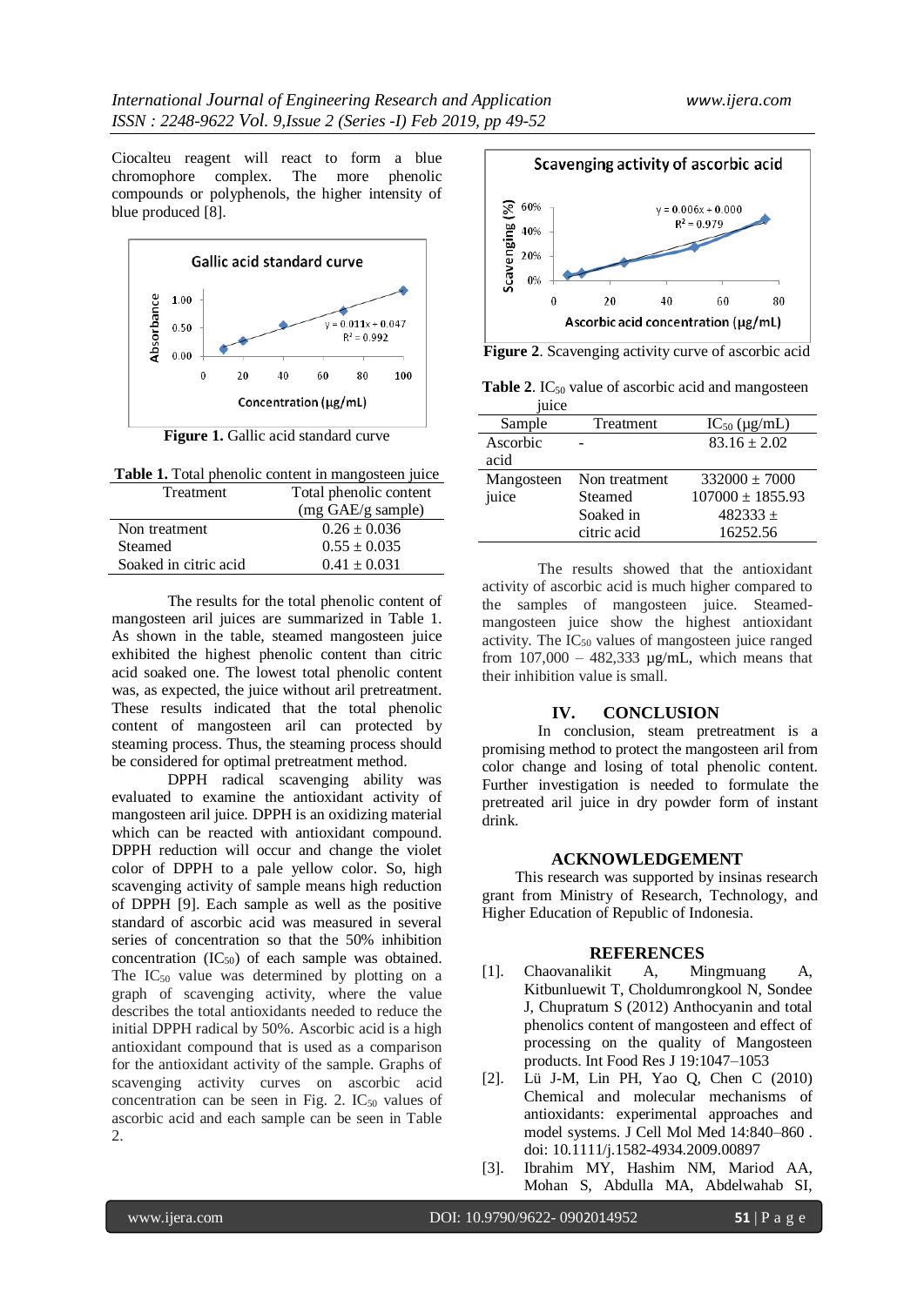Ciocalteu reagent will react to form a blue chromophore complex. The more phenolic compounds or polyphenols, the higher intensity of blue produced [8].

**Figure 1.** Gallic acid standard curve

**Table 1.** Total phenolic content in mangosteen juice

| Treatment | Total phenolic content (mg GAE/g sample) |
|---|---|
| Non treatment | 0.26 ± 0.036 |
| Steamed | 0.55 ± 0.035 |
| Soaked in citric acid | 0.41 ± 0.031 |

The results for the total phenolic content of mangosteen aril juices are summarized in Table 1. As shown in the table, steamed mangosteen juice exhibited the highest phenolic content than citric acid soaked one. The lowest total phenolic content was, as expected, the juice without aril pretreatment. These results indicated that the total phenolic content of mangosteen aril can protected by steaming process. Thus, the steaming process should be considered for optimal pretreatment method.

DPPH radical scavenging ability was evaluated to examine the antioxidant activity of mangosteen aril juice. DPPH is an oxidizing material which can be reacted with antioxidant compound. DPPH reduction will occur and change the violet color of DPPH to a pale yellow color. So, high scavenging activity of sample means high reduction of DPPH [9]. Each sample as well as the positive standard of ascorbic acid was measured in several series of concentration so that the 50% inhibition concentration ($IC_{50}$) of each sample was obtained. The $IC_{50}$ value was determined by plotting on a graph of scavenging activity, where the value describes the total antioxidants needed to reduce the initial DPPH radical by 50%. Ascorbic acid is a high antioxidant compound that is used as a comparison for the antioxidant activity of the sample. Graphs of scavenging activity curves on ascorbic acid concentration can be seen in Fig. 2. $IC_{50}$ values of ascorbic acid and each sample can be seen in Table 2.

**Figure 2**. Scavenging activity curve of ascorbic acid

**Table 2**. $IC_{50}$ value of ascorbic acid and mangosteen juice

| Sample | Treatment | $IC_{50}$ (μg/mL) |
|---|---|---|
| Ascorbic acid | - | 83.16 ± 2.02 |
| Mangosteen juice | Non treatment | 332000 ± 7000 |
| | Steamed | 107000 ± 1855.93 |
| | Soaked in citric acid | 482333 ± 16252.56 |

The results showed that the antioxidant activity of ascorbic acid is much higher compared to the samples of mangosteen juice. Steamed-mangosteen juice show the highest antioxidant activity. The $IC_{50}$ values of mangosteen juice ranged from 107,000 – 482,333 μg/mL, which means that their inhibition value is small.

## IV. CONCLUSION

In conclusion, steam pretreatment is a promising method to protect the mangosteen aril from color change and losing of total phenolic content. Further investigation is needed to formulate the pretreated aril juice in dry powder form of instant drink.

## ACKNOWLEDGEMENT

This research was supported by insinas research grant from Ministry of Research, Technology, and Higher Education of Republic of Indonesia.

## REFERENCES

[1]. Chaovanalikit A, Mingmuang A, Kitbunluewit T, Choldumrongkool N, Sondee J, Chupratum S (2012) Anthocyanin and total phenolics content of mangosteen and effect of processing on the quality of Mangosteen products. Int Food Res J 19:1047–1053

[2]. Lü J-M, Lin PH, Yao Q, Chen C (2010) Chemical and molecular mechanisms of antioxidants: experimental approaches and model systems. J Cell Mol Med 14:840–860 . doi: 10.1111/j.1582-4934.2009.00897

[3]. Ibrahim MY, Hashim NM, Mariod AA, Mohan S, Abdulla MA, Abdelwahab SI,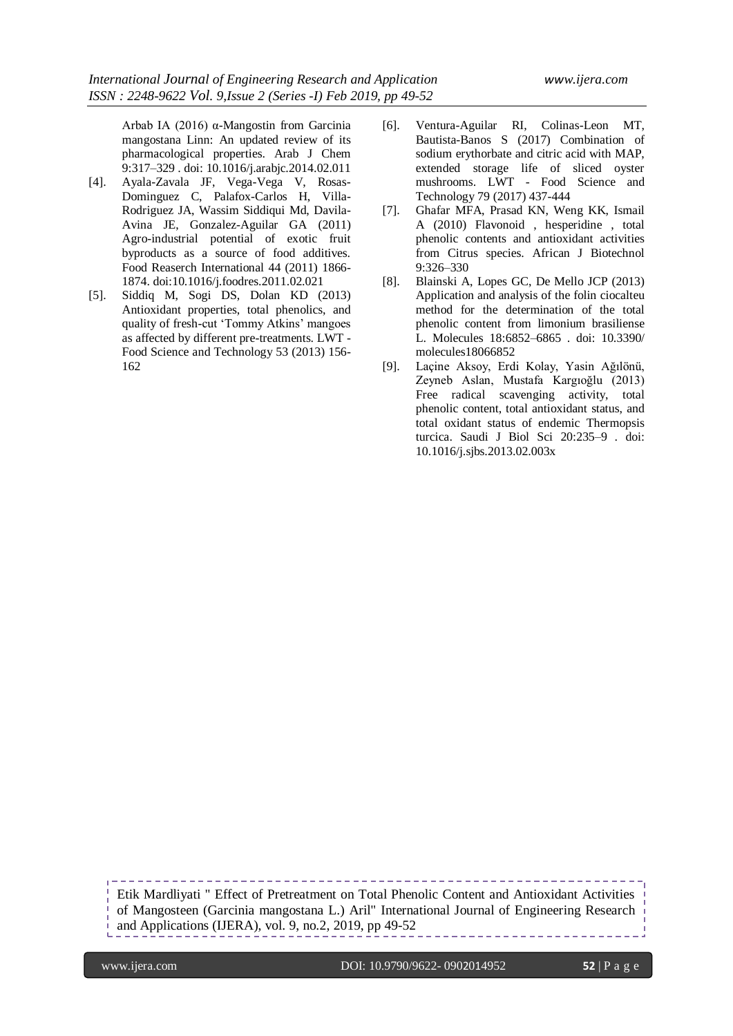Arbab IA (2016) α-Mangostin from Garcinia mangostana Linn: An updated review of its pharmacological properties. Arab J Chem 9:317–329 . doi: 10.1016/j.arabjc.2014.02.011

[4]. Ayala-Zavala JF, Vega-Vega V, Rosas-Dominguez C, Palafox-Carlos H, Villa-Rodriguez JA, Wassim Siddiqui Md, Davila-Avina JE, Gonzalez-Aguilar GA (2011) Agro-industrial potential of exotic fruit byproducts as a source of food additives. Food Reaserch International 44 (2011) 1866-1874. doi:10.1016/j.foodres.2011.02.021

[5]. Siddiq M, Sogi DS, Dolan KD (2013) Antioxidant properties, total phenolics, and quality of fresh-cut 'Tommy Atkins' mangoes as affected by different pre-treatments. LWT - Food Science and Technology 53 (2013) 156-162

[6]. Ventura-Aguilar RI, Colinas-Leon MT, Bautista-Banos S (2017) Combination of sodium erythorbate and citric acid with MAP, extended storage life of sliced oyster mushrooms. LWT - Food Science and Technology 79 (2017) 437-444

[7]. Ghafar MFA, Prasad KN, Weng KK, Ismail A (2010) Flavonoid , hesperidine , total phenolic contents and antioxidant activities from Citrus species. African J Biotechnol 9:326–330

[8]. Blainski A, Lopes GC, De Mello JCP (2013) Application and analysis of the folin ciocalteu method for the determination of the total phenolic content from limonium brasiliense L. Molecules 18:6852–6865 . doi: 10.3390/ molecules18066852

[9]. Laçine Aksoy, Erdi Kolay, Yasin Ağılönü, Zeyneb Aslan, Mustafa Kargıoğlu (2013) Free radical scavenging activity, total phenolic content, total antioxidant status, and total oxidant status of endemic Thermopsis turcica. Saudi J Biol Sci 20:235–9 . doi: 10.1016/j.sjbs.2013.02.003x

Etik Mardliyati " Effect of Pretreatment on Total Phenolic Content and Antioxidant Activities of Mangosteen (Garcinia mangostana L.) Aril" International Journal of Engineering Research and Applications (IJERA), vol. 9, no.2, 2019, pp 49-52